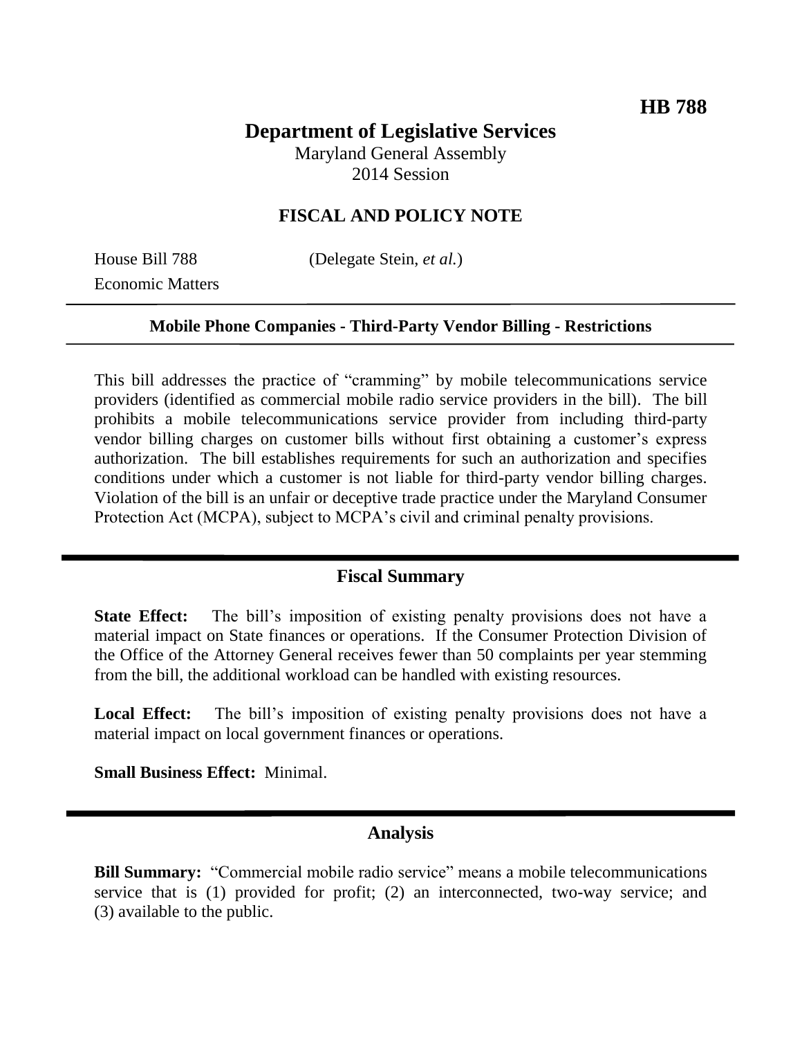**HB 788**

# Department of Legislative Services

Maryland General Assembly
2014 Session

## FISCAL AND POLICY NOTE

House Bill 788 (Delegate Stein, *et al.*)
Economic Matters

---

**Mobile Phone Companies - Third-Party Vendor Billing - Restrictions**

---

This bill addresses the practice of "cramming" by mobile telecommunications service providers (identified as commercial mobile radio service providers in the bill). The bill prohibits a mobile telecommunications service provider from including third-party vendor billing charges on customer bills without first obtaining a customer's express authorization. The bill establishes requirements for such an authorization and specifies conditions under which a customer is not liable for third-party vendor billing charges. Violation of the bill is an unfair or deceptive trade practice under the Maryland Consumer Protection Act (MCPA), subject to MCPA's civil and criminal penalty provisions.

## Fiscal Summary

**State Effect:** The bill's imposition of existing penalty provisions does not have a material impact on State finances or operations. If the Consumer Protection Division of the Office of the Attorney General receives fewer than 50 complaints per year stemming from the bill, the additional workload can be handled with existing resources.

**Local Effect:** The bill's imposition of existing penalty provisions does not have a material impact on local government finances or operations.

**Small Business Effect:** Minimal.

## Analysis

**Bill Summary:** "Commercial mobile radio service" means a mobile telecommunications service that is (1) provided for profit; (2) an interconnected, two-way service; and (3) available to the public.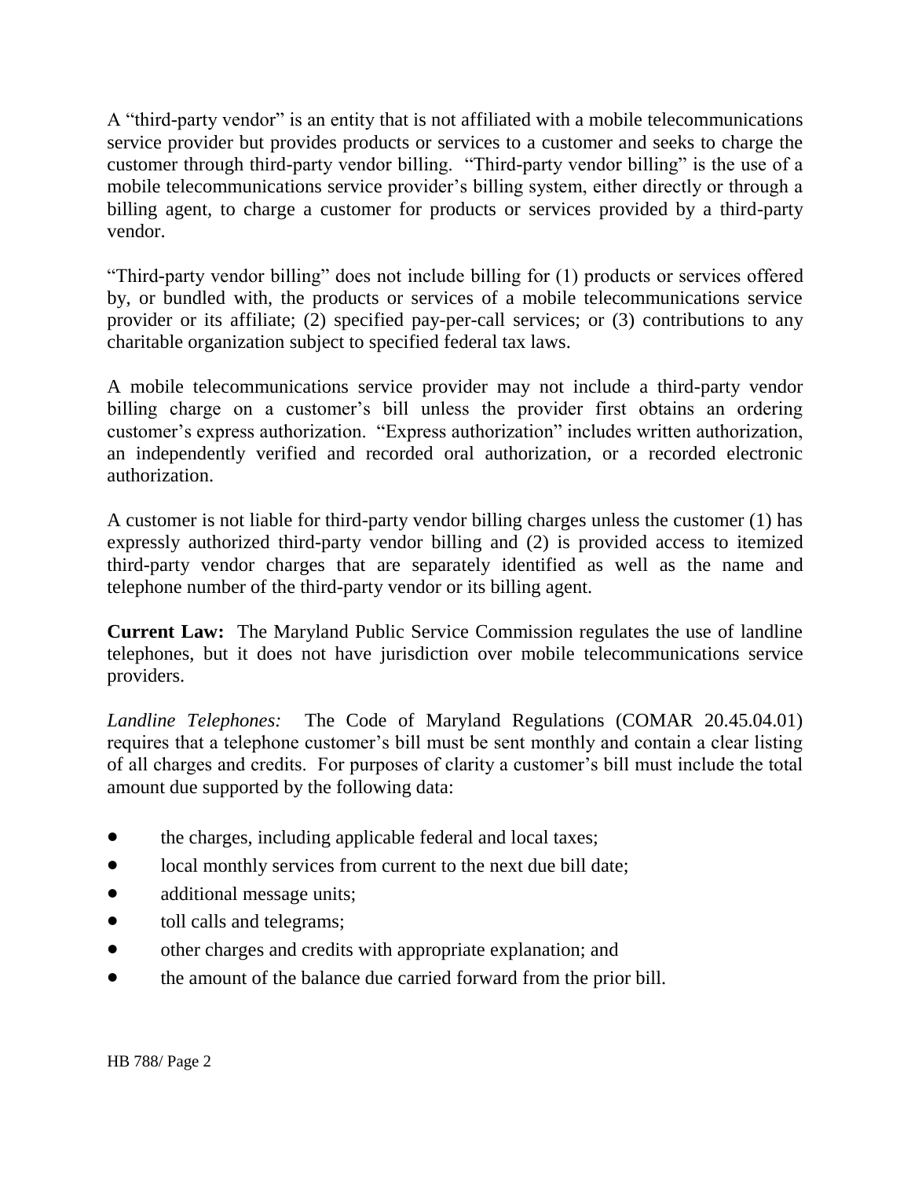A "third-party vendor" is an entity that is not affiliated with a mobile telecommunications service provider but provides products or services to a customer and seeks to charge the customer through third-party vendor billing. "Third-party vendor billing" is the use of a mobile telecommunications service provider's billing system, either directly or through a billing agent, to charge a customer for products or services provided by a third-party vendor.

"Third-party vendor billing" does not include billing for (1) products or services offered by, or bundled with, the products or services of a mobile telecommunications service provider or its affiliate; (2) specified pay-per-call services; or (3) contributions to any charitable organization subject to specified federal tax laws.

A mobile telecommunications service provider may not include a third-party vendor billing charge on a customer's bill unless the provider first obtains an ordering customer's express authorization. "Express authorization" includes written authorization, an independently verified and recorded oral authorization, or a recorded electronic authorization.

A customer is not liable for third-party vendor billing charges unless the customer (1) has expressly authorized third-party vendor billing and (2) is provided access to itemized third-party vendor charges that are separately identified as well as the name and telephone number of the third-party vendor or its billing agent.

**Current Law:** The Maryland Public Service Commission regulates the use of landline telephones, but it does not have jurisdiction over mobile telecommunications service providers.

*Landline Telephones:* The Code of Maryland Regulations (COMAR 20.45.04.01) requires that a telephone customer's bill must be sent monthly and contain a clear listing of all charges and credits. For purposes of clarity a customer's bill must include the total amount due supported by the following data:

- the charges, including applicable federal and local taxes;
- local monthly services from current to the next due bill date;
- additional message units;
- toll calls and telegrams;
- other charges and credits with appropriate explanation; and
- the amount of the balance due carried forward from the prior bill.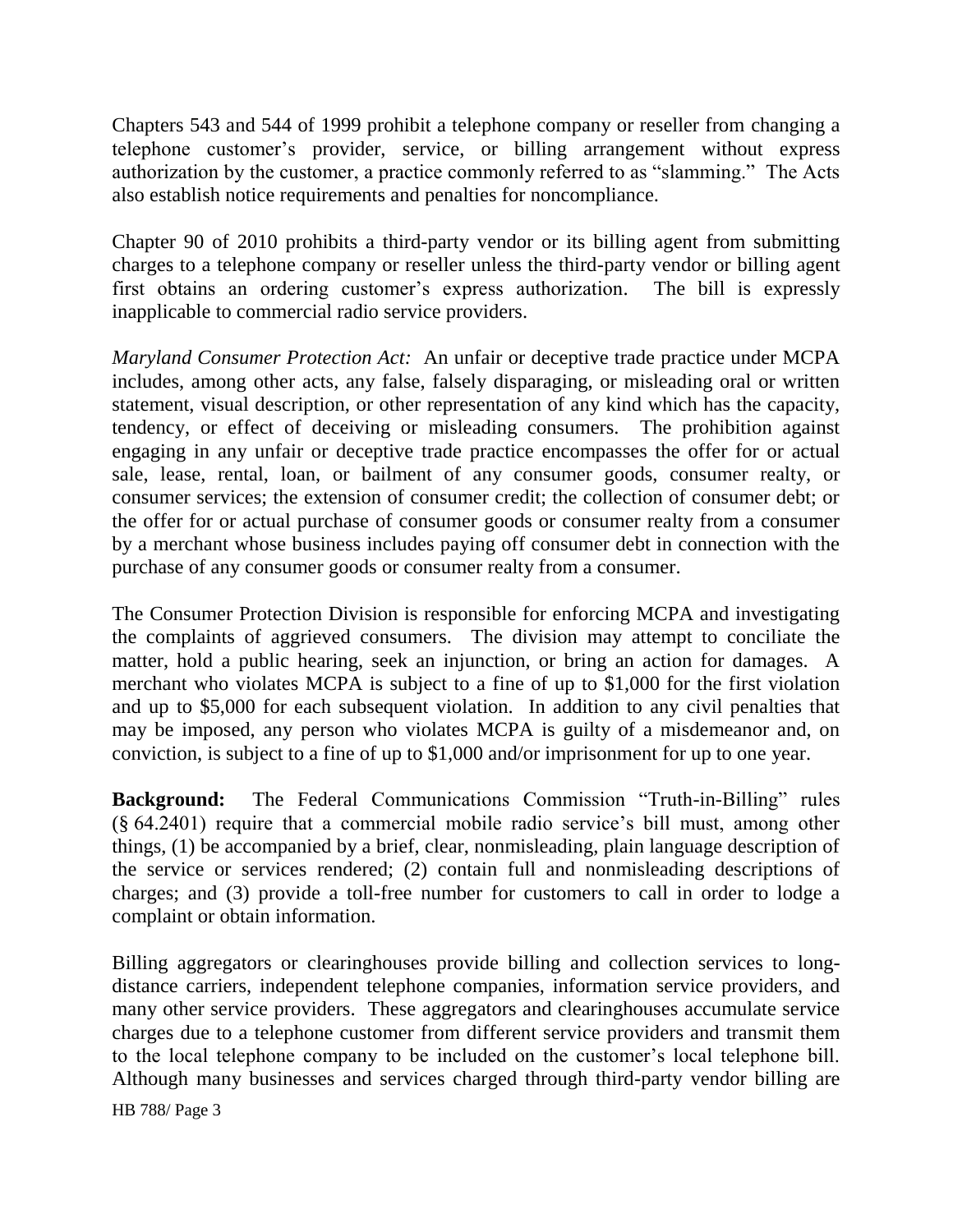Chapters 543 and 544 of 1999 prohibit a telephone company or reseller from changing a telephone customer's provider, service, or billing arrangement without express authorization by the customer, a practice commonly referred to as "slamming." The Acts also establish notice requirements and penalties for noncompliance.

Chapter 90 of 2010 prohibits a third-party vendor or its billing agent from submitting charges to a telephone company or reseller unless the third-party vendor or billing agent first obtains an ordering customer's express authorization. The bill is expressly inapplicable to commercial radio service providers.

*Maryland Consumer Protection Act:* An unfair or deceptive trade practice under MCPA includes, among other acts, any false, falsely disparaging, or misleading oral or written statement, visual description, or other representation of any kind which has the capacity, tendency, or effect of deceiving or misleading consumers. The prohibition against engaging in any unfair or deceptive trade practice encompasses the offer for or actual sale, lease, rental, loan, or bailment of any consumer goods, consumer realty, or consumer services; the extension of consumer credit; the collection of consumer debt; or the offer for or actual purchase of consumer goods or consumer realty from a consumer by a merchant whose business includes paying off consumer debt in connection with the purchase of any consumer goods or consumer realty from a consumer.

The Consumer Protection Division is responsible for enforcing MCPA and investigating the complaints of aggrieved consumers. The division may attempt to conciliate the matter, hold a public hearing, seek an injunction, or bring an action for damages. A merchant who violates MCPA is subject to a fine of up to $1,000 for the first violation and up to $5,000 for each subsequent violation. In addition to any civil penalties that may be imposed, any person who violates MCPA is guilty of a misdemeanor and, on conviction, is subject to a fine of up to $1,000 and/or imprisonment for up to one year.

**Background:** The Federal Communications Commission "Truth-in-Billing" rules (§ 64.2401) require that a commercial mobile radio service's bill must, among other things, (1) be accompanied by a brief, clear, nonmisleading, plain language description of the service or services rendered; (2) contain full and nonmisleading descriptions of charges; and (3) provide a toll-free number for customers to call in order to lodge a complaint or obtain information.

Billing aggregators or clearinghouses provide billing and collection services to long-distance carriers, independent telephone companies, information service providers, and many other service providers. These aggregators and clearinghouses accumulate service charges due to a telephone customer from different service providers and transmit them to the local telephone company to be included on the customer's local telephone bill. Although many businesses and services charged through third-party vendor billing are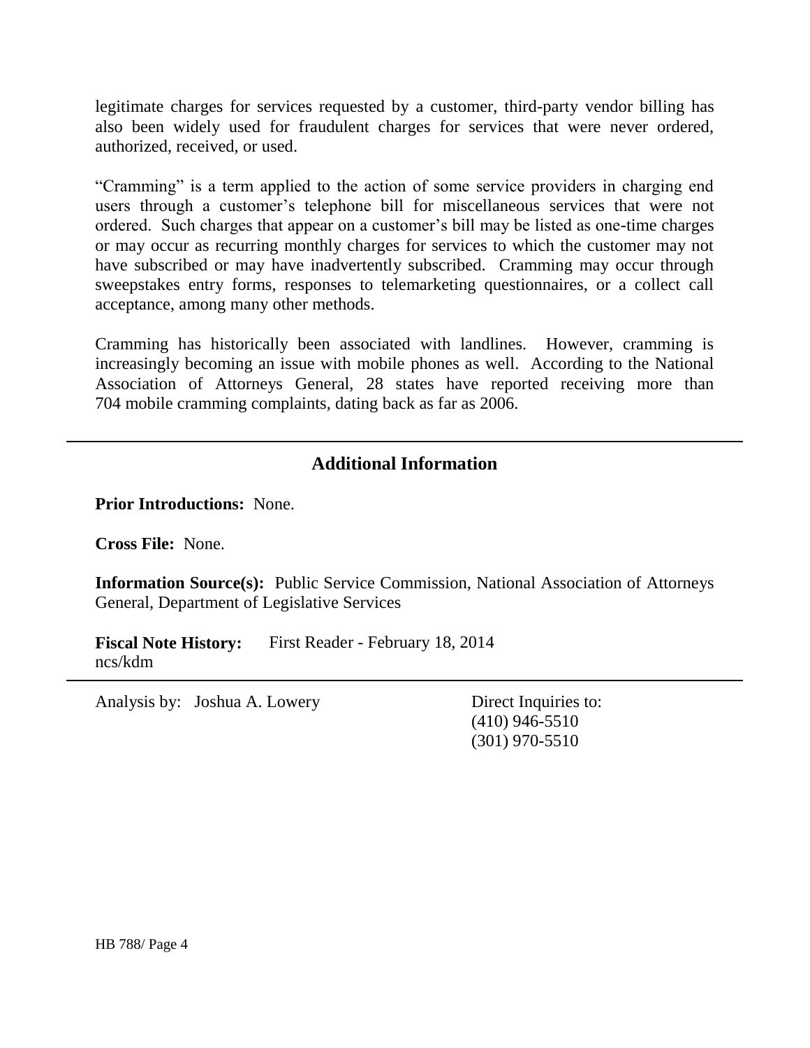legitimate charges for services requested by a customer, third-party vendor billing has also been widely used for fraudulent charges for services that were never ordered, authorized, received, or used.

"Cramming" is a term applied to the action of some service providers in charging end users through a customer's telephone bill for miscellaneous services that were not ordered. Such charges that appear on a customer's bill may be listed as one-time charges or may occur as recurring monthly charges for services to which the customer may not have subscribed or may have inadvertently subscribed. Cramming may occur through sweepstakes entry forms, responses to telemarketing questionnaires, or a collect call acceptance, among many other methods.

Cramming has historically been associated with landlines. However, cramming is increasingly becoming an issue with mobile phones as well. According to the National Association of Attorneys General, 28 states have reported receiving more than 704 mobile cramming complaints, dating back as far as 2006.

## Additional Information

**Prior Introductions:** None.

**Cross File:** None.

**Information Source(s):** Public Service Commission, National Association of Attorneys General, Department of Legislative Services

**Fiscal Note History:** First Reader - February 18, 2014
ncs/kdm

Analysis by: Joshua A. Lowery

Direct Inquiries to:
(410) 946-5510
(301) 970-5510